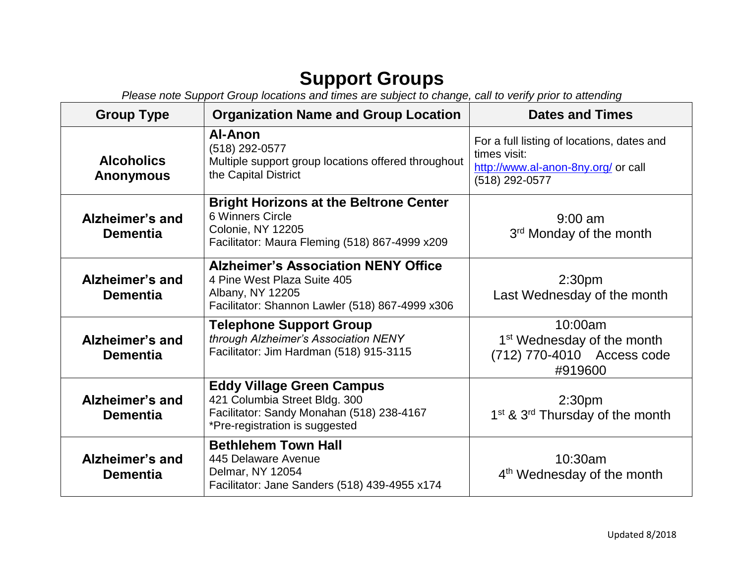# Support Groups

*Please note Support Group locations and times are subject to change, call to verify prior to attending*

| Group Type | Organization Name and Group Location | Dates and Times |
|---|---|---|
| **Alcoholics Anonymous** | **Al-Anon**<br>(518) 292-0577<br>Multiple support group locations offered throughout the Capital District | For a full listing of locations, dates and times visit: http://www.al-anon-8ny.org/ or call (518) 292-0577 |
| **Alzheimer's and Dementia** | **Bright Horizons at the Beltrone Center**<br>6 Winners Circle<br>Colonie, NY 12205<br>Facilitator: Maura Fleming (518) 867-4999 x209 | 9:00 am<br>3rd Monday of the month |
| **Alzheimer's and Dementia** | **Alzheimer's Association NENY Office**<br>4 Pine West Plaza Suite 405<br>Albany, NY 12205<br>Facilitator: Shannon Lawler (518) 867-4999 x306 | 2:30pm<br>Last Wednesday of the month |
| **Alzheimer's and Dementia** | **Telephone Support Group**<br>*through Alzheimer's Association NENY*<br>Facilitator: Jim Hardman (518) 915-3115 | 10:00am<br>1st Wednesday of the month<br>(712) 770-4010 Access code #919600 |
| **Alzheimer's and Dementia** | **Eddy Village Green Campus**<br>421 Columbia Street Bldg. 300<br>Facilitator: Sandy Monahan (518) 238-4167<br>*Pre-registration is suggested | 2:30pm<br>1st & 3rd Thursday of the month |
| **Alzheimer's and Dementia** | **Bethlehem Town Hall**<br>445 Delaware Avenue<br>Delmar, NY 12054<br>Facilitator: Jane Sanders (518) 439-4955 x174 | 10:30am<br>4th Wednesday of the month |

Updated 8/2018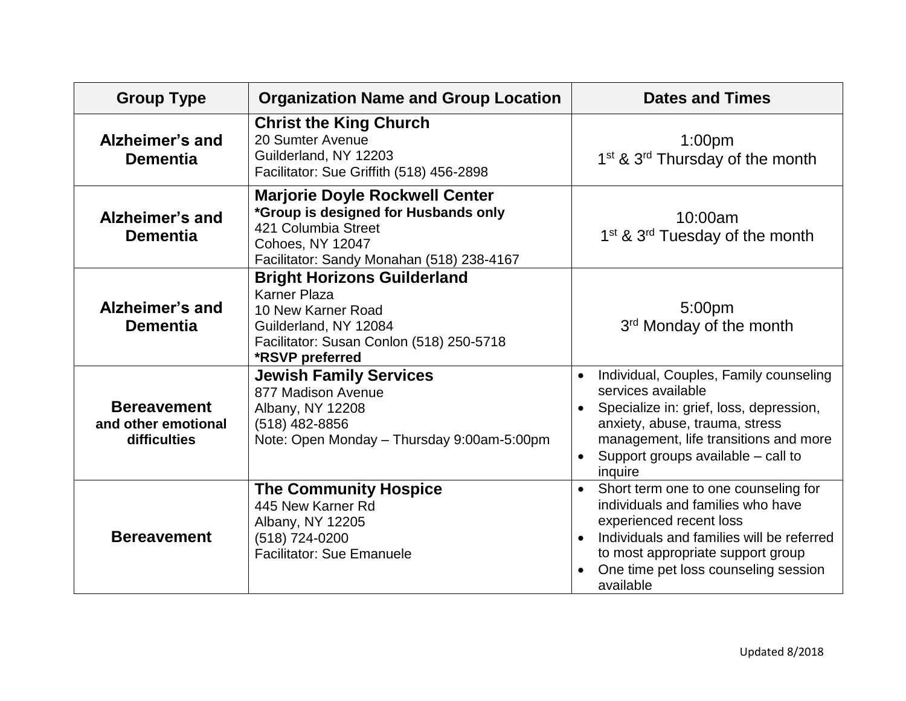| Group Type | Organization Name and Group Location | Dates and Times |
|---|---|---|
| **Alzheimer's and Dementia** | **Christ the King Church**<br>20 Sumter Avenue<br>Guilderland, NY 12203<br>Facilitator: Sue Griffith (518) 456-2898 | 1:00pm<br>1st & 3rd Thursday of the month |
| **Alzheimer's and Dementia** | **Marjorie Doyle Rockwell Center**<br>**\*Group is designed for Husbands only**<br>421 Columbia Street<br>Cohoes, NY 12047<br>Facilitator: Sandy Monahan (518) 238-4167 | 10:00am<br>1st & 3rd Tuesday of the month |
| **Alzheimer's and Dementia** | **Bright Horizons Guilderland**<br>Karner Plaza<br>10 New Karner Road<br>Guilderland, NY 12084<br>Facilitator: Susan Conlon (518) 250-5718<br>**\*RSVP preferred** | 5:00pm<br>3rd Monday of the month |
| **Bereavement and other emotional difficulties** | **Jewish Family Services**<br>877 Madison Avenue<br>Albany, NY 12208<br>(518) 482-8856<br>Note: Open Monday – Thursday 9:00am-5:00pm | • Individual, Couples, Family counseling services available<br>• Specialize in: grief, loss, depression, anxiety, abuse, trauma, stress management, life transitions and more<br>• Support groups available – call to inquire |
| **Bereavement** | **The Community Hospice**<br>445 New Karner Rd<br>Albany, NY 12205<br>(518) 724-0200<br>Facilitator: Sue Emanuele | • Short term one to one counseling for individuals and families who have experienced recent loss<br>• Individuals and families will be referred to most appropriate support group<br>• One time pet loss counseling session available |

Updated 8/2018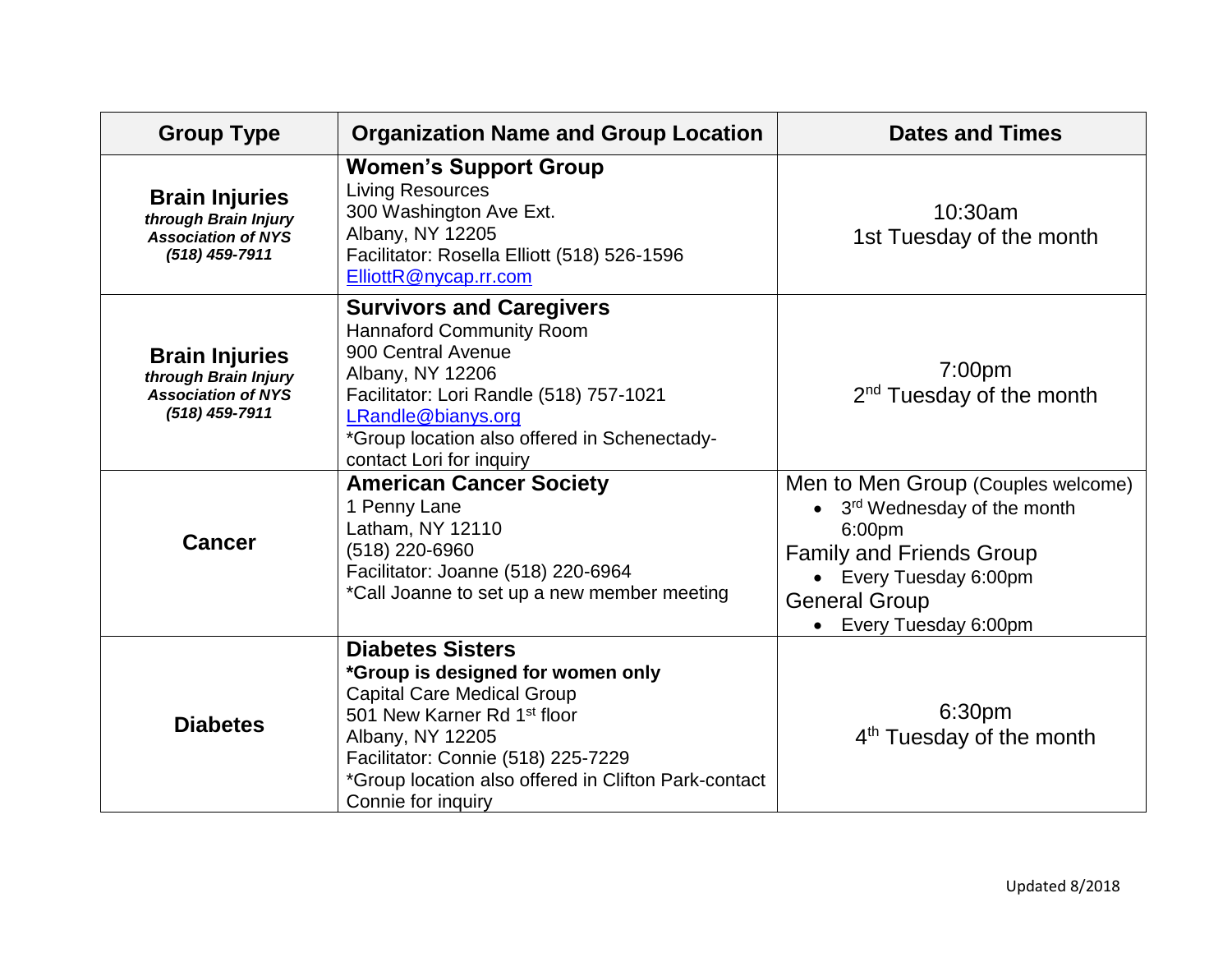| Group Type | Organization Name and Group Location | Dates and Times |
|---|---|---|
| **Brain Injuries** ***through Brain Injury Association of NYS (518) 459-7911*** | **Women's Support Group** Living Resources 300 Washington Ave Ext. Albany, NY 12205 Facilitator: Rosella Elliott (518) 526-1596 ElliottR@nycap.rr.com | 10:30am 1st Tuesday of the month |
| **Brain Injuries** ***through Brain Injury Association of NYS (518) 459-7911*** | **Survivors and Caregivers** Hannaford Community Room 900 Central Avenue Albany, NY 12206 Facilitator: Lori Randle (518) 757-1021 LRandle@bianys.org *Group location also offered in Schenectady-contact Lori for inquiry | 7:00pm 2nd Tuesday of the month |
| **Cancer** | **American Cancer Society** 1 Penny Lane Latham, NY 12110 (518) 220-6960 Facilitator: Joanne (518) 220-6964 *Call Joanne to set up a new member meeting | Men to Men Group (Couples welcome) • 3rd Wednesday of the month 6:00pm Family and Friends Group • Every Tuesday 6:00pm General Group • Every Tuesday 6:00pm |
| **Diabetes** | **Diabetes Sisters** **\*Group is designed for women only** Capital Care Medical Group 501 New Karner Rd 1st floor Albany, NY 12205 Facilitator: Connie (518) 225-7229 *Group location also offered in Clifton Park-contact Connie for inquiry | 6:30pm 4th Tuesday of the month |

Updated 8/2018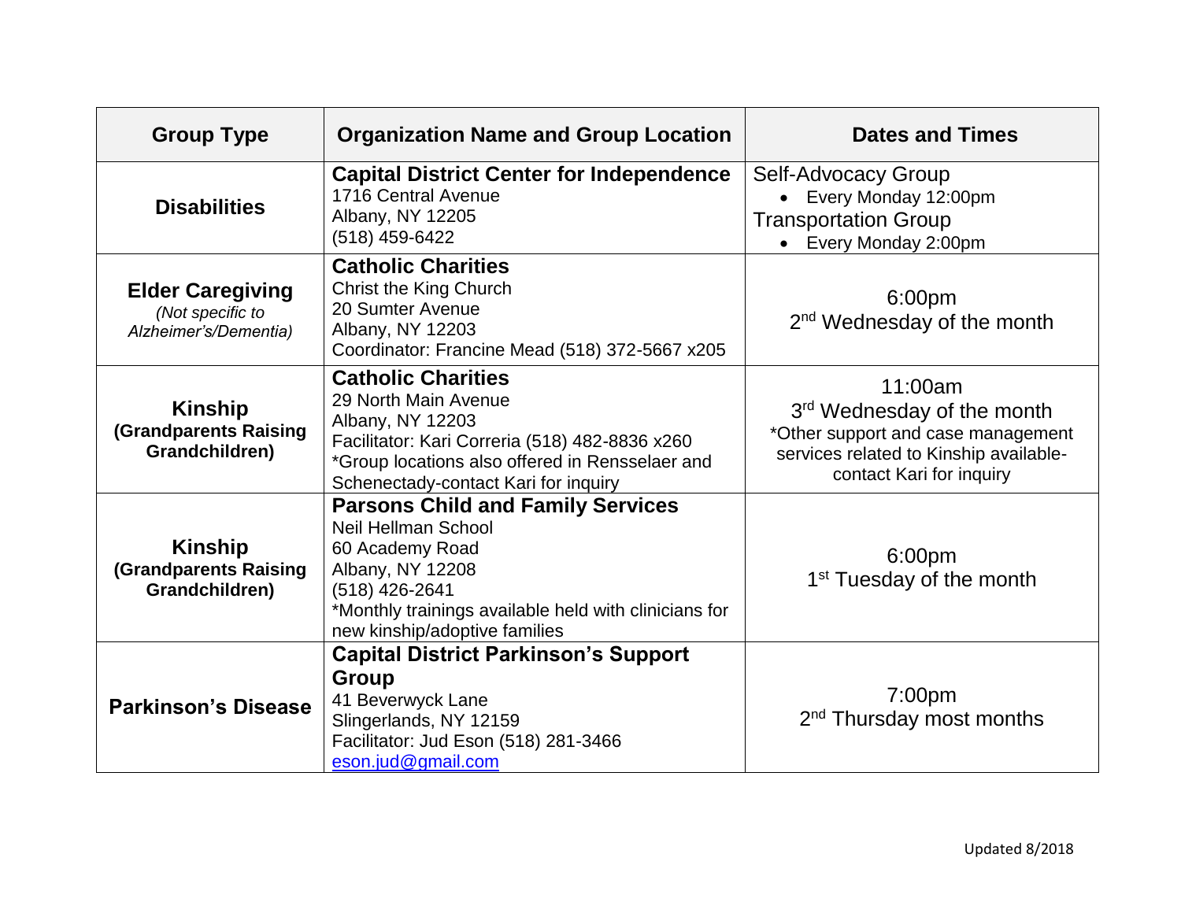| Group Type | Organization Name and Group Location | Dates and Times |
|---|---|---|
| **Disabilities** | **Capital District Center for Independence**<br>1716 Central Avenue<br>Albany, NY 12205<br>(518) 459-6422 | Self-Advocacy Group<br>• Every Monday 12:00pm<br>Transportation Group<br>• Every Monday 2:00pm |
| **Elder Caregiving** *(Not specific to Alzheimer's/Dementia)* | **Catholic Charities**<br>Christ the King Church<br>20 Sumter Avenue<br>Albany, NY 12203<br>Coordinator: Francine Mead (518) 372-5667 x205 | 6:00pm<br>2nd Wednesday of the month |
| **Kinship (Grandparents Raising Grandchildren)** | **Catholic Charities**<br>29 North Main Avenue<br>Albany, NY 12203<br>Facilitator: Kari Correria (518) 482-8836 x260<br>*Group locations also offered in Rensselaer and Schenectady-contact Kari for inquiry | 11:00am<br>3rd Wednesday of the month<br>*Other support and case management services related to Kinship available-contact Kari for inquiry |
| **Kinship (Grandparents Raising Grandchildren)** | **Parsons Child and Family Services**<br>Neil Hellman School<br>60 Academy Road<br>Albany, NY 12208<br>(518) 426-2641<br>*Monthly trainings available held with clinicians for new kinship/adoptive families | 6:00pm<br>1st Tuesday of the month |
| **Parkinson's Disease** | **Capital District Parkinson's Support Group**<br>41 Beverwyck Lane<br>Slingerlands, NY 12159<br>Facilitator: Jud Eson (518) 281-3466<br>eson.jud@gmail.com | 7:00pm<br>2nd Thursday most months |

Updated 8/2018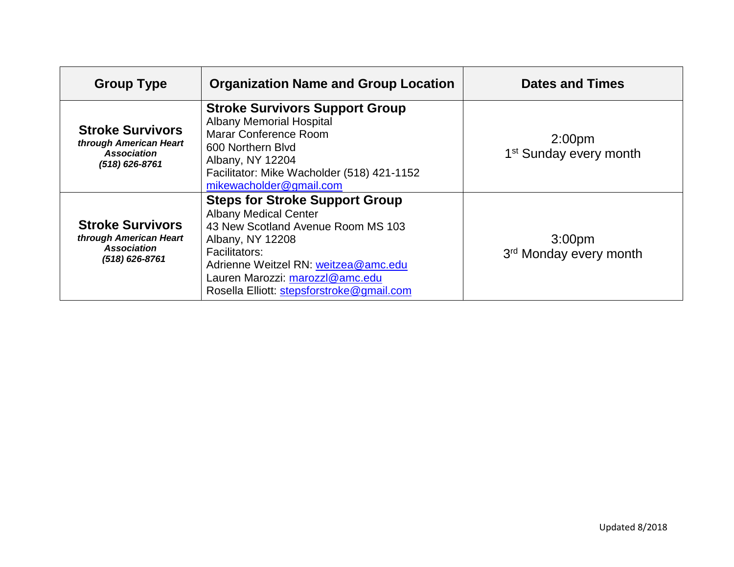| Group Type | Organization Name and Group Location | Dates and Times |
|---|---|---|
| **Stroke Survivors** ***through American Heart Association*** ***(518) 626-8761*** | **Stroke Survivors Support Group** Albany Memorial Hospital Marar Conference Room 600 Northern Blvd Albany, NY 12204 Facilitator: Mike Wacholder (518) 421-1152 mikewacholder@gmail.com | 2:00pm 1st Sunday every month |
| **Stroke Survivors** ***through American Heart Association*** ***(518) 626-8761*** | **Steps for Stroke Support Group** Albany Medical Center 43 New Scotland Avenue Room MS 103 Albany, NY 12208 Facilitators: Adrienne Weitzel RN: weitzea@amc.edu Lauren Marozzi: marozzl@amc.edu Rosella Elliott: stepsforstroke@gmail.com | 3:00pm 3rd Monday every month |

Updated 8/2018